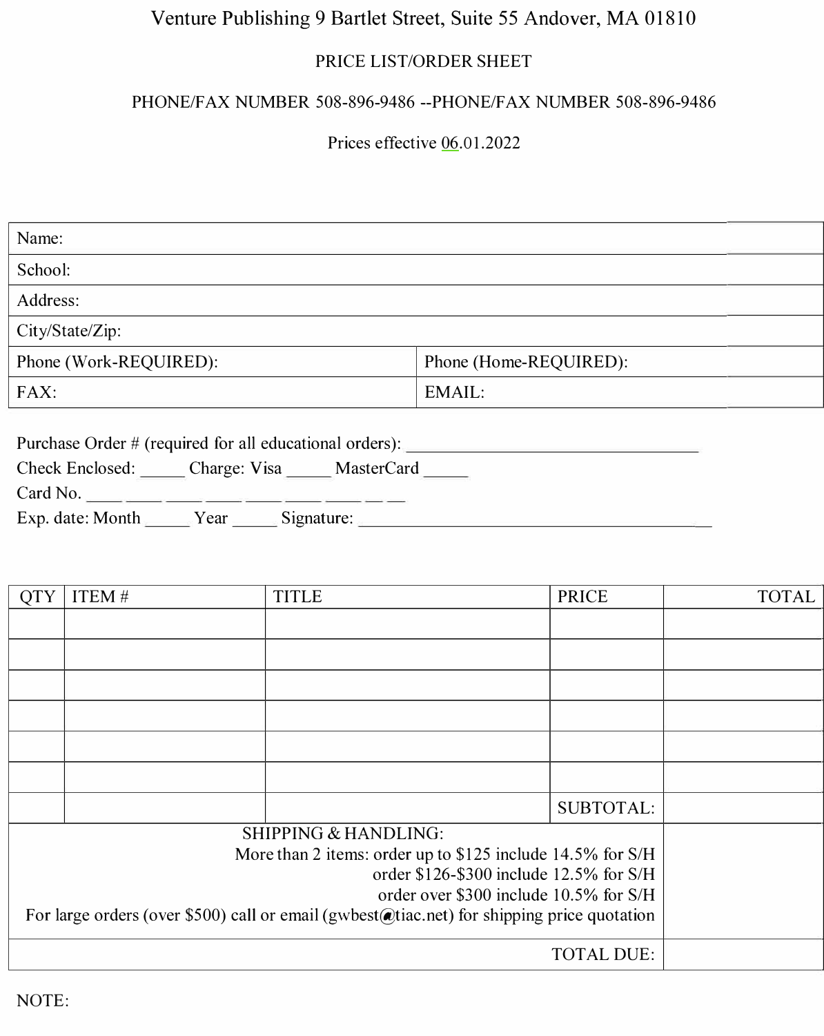Venture Publishing 9 Bartlet Street, Suite 55 Andover, MA 01810

PRICE LIST/ORDER SHEET

PHONE/FAX NUMBER 508-896-9486 --PHONE/FAX NUMBER 508-896-9486

Prices effective 06.01.2022

| Name: | |
|---|---|
| School: | |
| Address: | |
| City/State/Zip: | |
| Phone (Work-REQUIRED): | Phone (Home-REQUIRED): |
| FAX: | EMAIL: |

Purchase Order # (required for all educational orders): ________________________________

Check Enclosed: _____ Charge: Visa _____ MasterCard _____

Card No. ____ ____ ____ ____ ____ ____ ____ __ __

Exp. date: Month _____ Year _____ Signature: ________________________________________

| QTY | ITEM # | TITLE | PRICE | TOTAL |
|---|---|---|---|---|
| | | | | |
| | | | | |
| | | | | |
| | | | | |
| | | | | |
| | | | | |
| | | | SUBTOTAL: | |
| SHIPPING & HANDLING:<br>More than 2 items: order up to $125 include 14.5% for S/H<br>order $126-$300 include 12.5% for S/H<br>order over $300 include 10.5% for S/H<br>For large orders (over $500) call or email (gwbest@tiac.net) for shipping price quotation | | | | |
| | | | TOTAL DUE: | |

NOTE: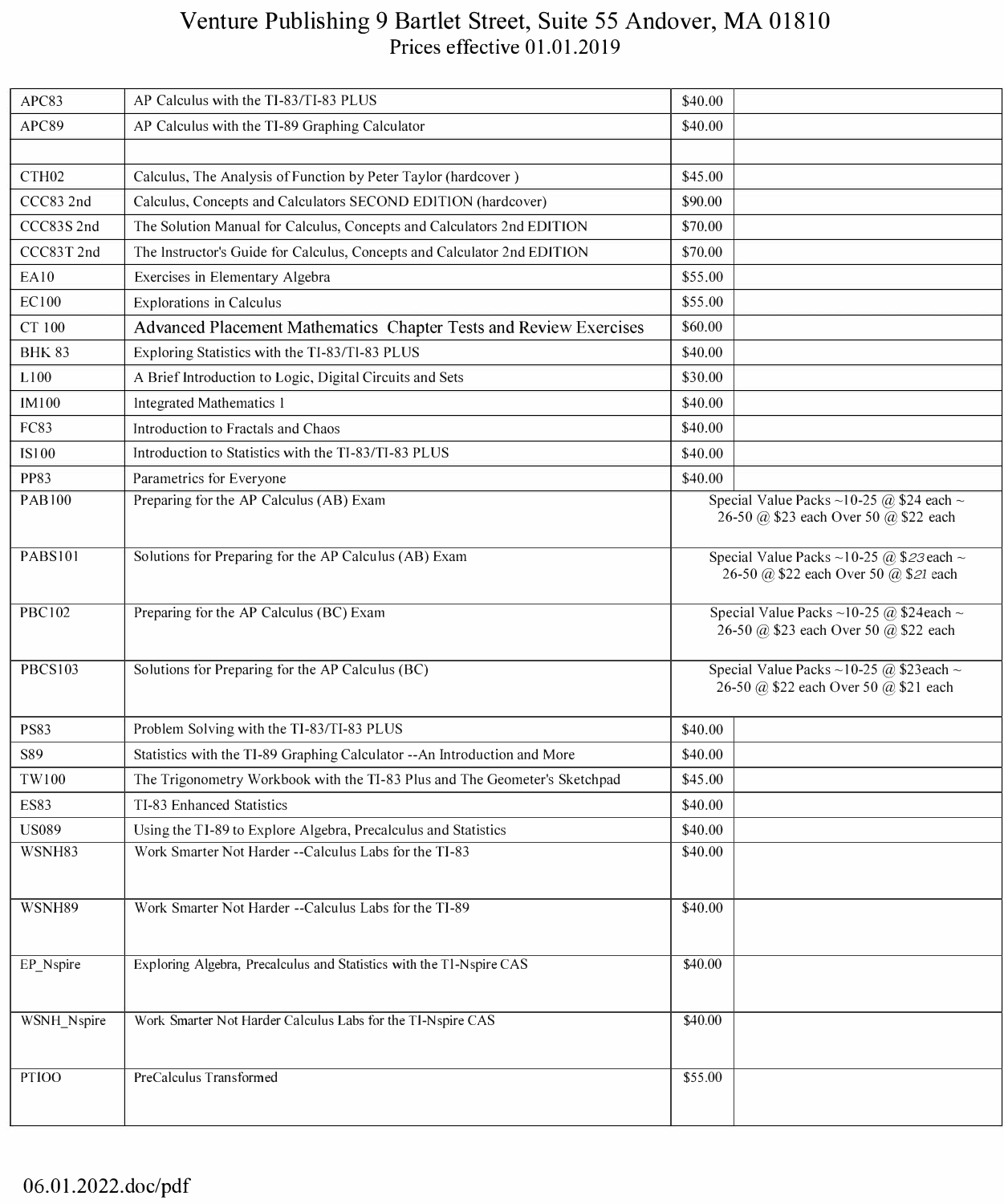# Venture Publishing 9 Bartlet Street, Suite 55 Andover, MA 01810

Prices effective 01.01.2019

| | | | |
|---|---|---|---|
| APC83 | AP Calculus with the TI-83/TI-83 PLUS | $40.00 | |
| APC89 | AP Calculus with the TI-89 Graphing Calculator | $40.00 | |
| | | | |
| CTH02 | Calculus, The Analysis of Function by Peter Taylor (hardcover ) | $45.00 | |
| CCC83 2nd | Calculus, Concepts and Calculators SECOND EDITION (hardcover) | $90.00 | |
| CCC83S 2nd | The Solution Manual for Calculus, Concepts and Calculators 2nd EDITION | $70.00 | |
| CCC83T 2nd | The Instructor's Guide for Calculus, Concepts and Calculator 2nd EDITION | $70.00 | |
| EA10 | Exercises in Elementary Algebra | $55.00 | |
| EC100 | Explorations in Calculus | $55.00 | |
| CT 100 | Advanced Placement Mathematics Chapter Tests and Review Exercises | $60.00 | |
| BHK 83 | Exploring Statistics with the TI-83/TI-83 PLUS | $40.00 | |
| L100 | A Brief Introduction to Logic, Digital Circuits and Sets | $30.00 | |
| IM100 | Integrated Mathematics 1 | $40.00 | |
| FC83 | Introduction to Fractals and Chaos | $40.00 | |
| IS100 | Introduction to Statistics with the TI-83/TI-83 PLUS | $40.00 | |
| PP83 | Parametrics for Everyone | $40.00 | |
| PAB100 | Preparing for the AP Calculus (AB) Exam | Special Value Packs ~10-25 @ $24 each ~ 26-50 @ $23 each Over 50 @ $22 each | |
| PABS101 | Solutions for Preparing for the AP Calculus (AB) Exam | Special Value Packs ~10-25 @ $23 each ~ 26-50 @ $22 each Over 50 @ $21 each | |
| PBC102 | Preparing for the AP Calculus (BC) Exam | Special Value Packs ~10-25 @ $24each ~ 26-50 @ $23 each Over 50 @ $22 each | |
| PBCS103 | Solutions for Preparing for the AP Calculus (BC) | Special Value Packs ~10-25 @ $23each ~ 26-50 @ $22 each Over 50 @ $21 each | |
| PS83 | Problem Solving with the TI-83/TI-83 PLUS | $40.00 | |
| S89 | Statistics with the TI-89 Graphing Calculator --An Introduction and More | $40.00 | |
| TW100 | The Trigonometry Workbook with the TI-83 Plus and The Geometer's Sketchpad | $45.00 | |
| ES83 | TI-83 Enhanced Statistics | $40.00 | |
| US089 | Using the TI-89 to Explore Algebra, Precalculus and Statistics | $40.00 | |
| WSNH83 | Work Smarter Not Harder --Calculus Labs for the TI-83 | $40.00 | |
| WSNH89 | Work Smarter Not Harder --Calculus Labs for the TI-89 | $40.00 | |
| EP_Nspire | Exploring Algebra, Precalculus and Statistics with the TI-Nspire CAS | $40.00 | |
| WSNH_Nspire | Work Smarter Not Harder Calculus Labs for the TI-Nspire CAS | $40.00 | |
| PTIOO | PreCalculus Transformed | $55.00 | |

06.01.2022.doc/pdf